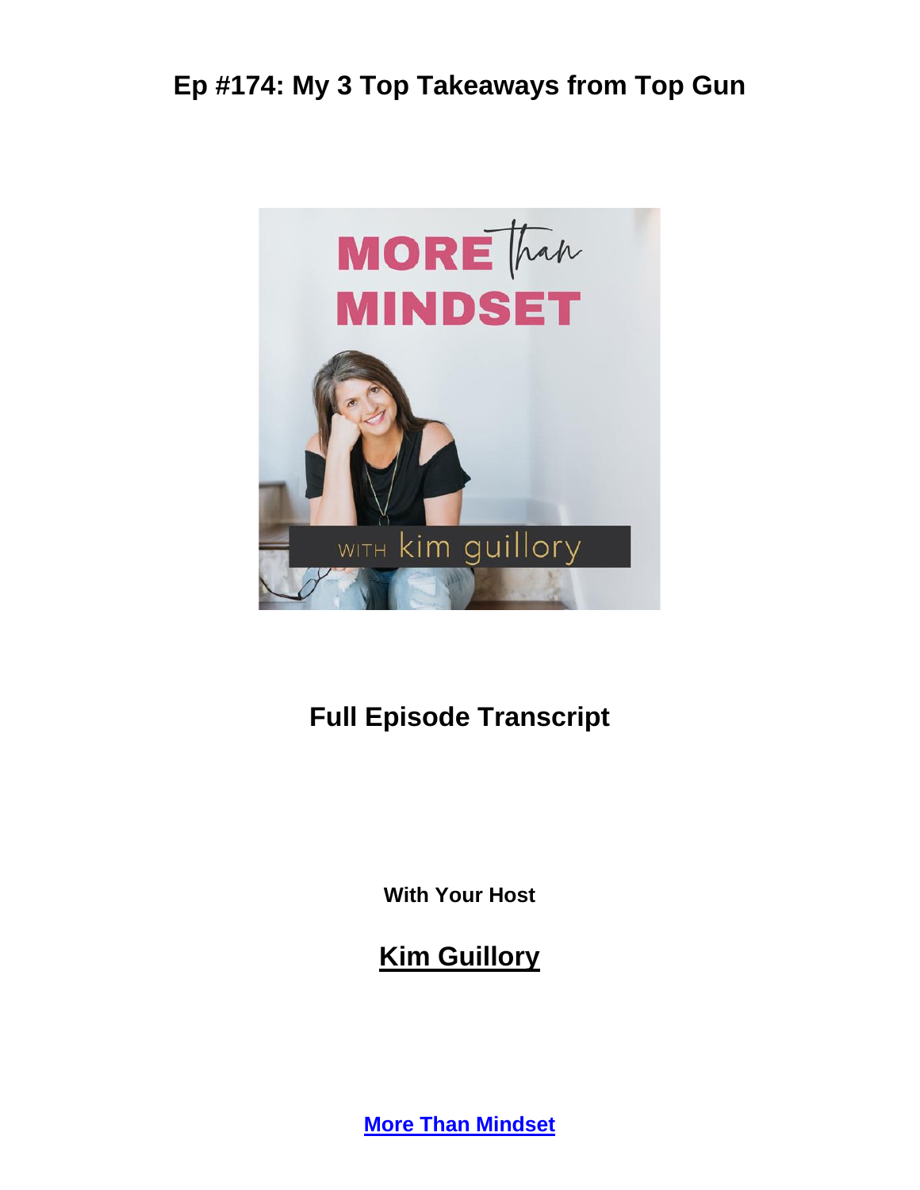# Ep #174: My 3 Top Takeaways from Top Gun

## Full Episode Transcript

**With Your Host**

## Kim Guillory

**More Than Mindset**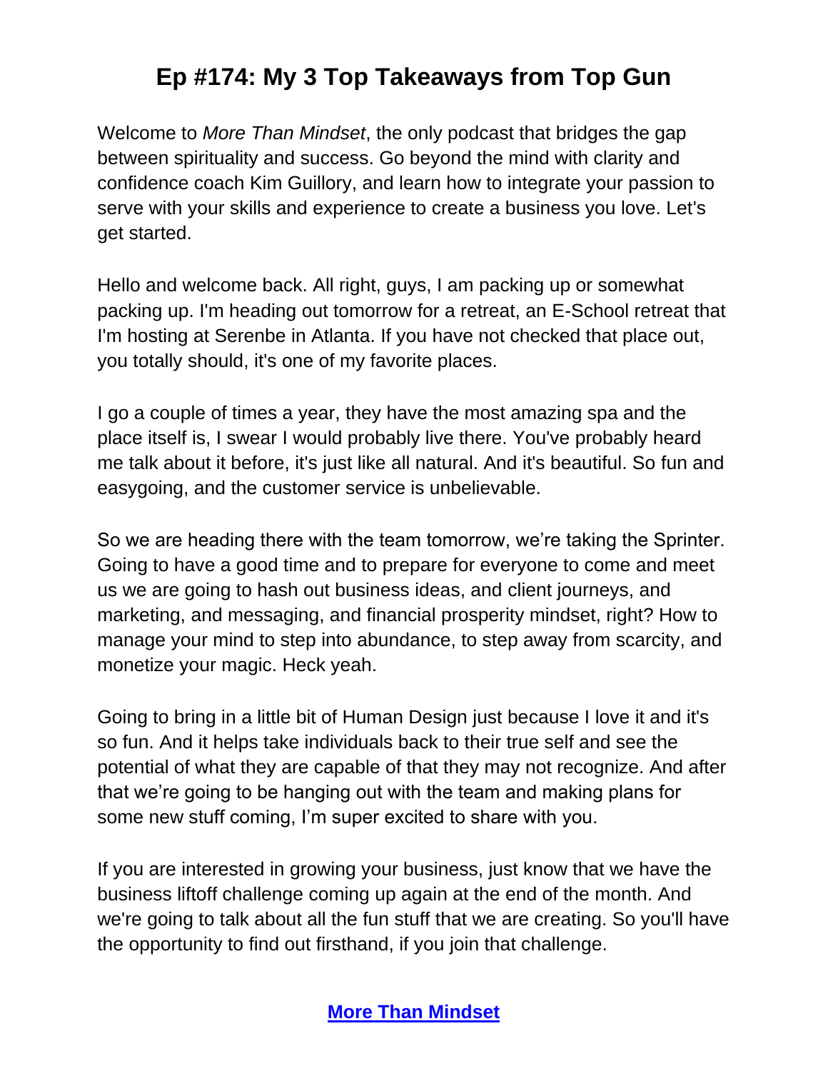# Ep #174: My 3 Top Takeaways from Top Gun

Welcome to *More Than Mindset*, the only podcast that bridges the gap between spirituality and success. Go beyond the mind with clarity and confidence coach Kim Guillory, and learn how to integrate your passion to serve with your skills and experience to create a business you love. Let's get started.

Hello and welcome back. All right, guys, I am packing up or somewhat packing up. I'm heading out tomorrow for a retreat, an E-School retreat that I'm hosting at Serenbe in Atlanta. If you have not checked that place out, you totally should, it's one of my favorite places.

I go a couple of times a year, they have the most amazing spa and the place itself is, I swear I would probably live there. You've probably heard me talk about it before, it's just like all natural. And it's beautiful. So fun and easygoing, and the customer service is unbelievable.

So we are heading there with the team tomorrow, we're taking the Sprinter. Going to have a good time and to prepare for everyone to come and meet us we are going to hash out business ideas, and client journeys, and marketing, and messaging, and financial prosperity mindset, right? How to manage your mind to step into abundance, to step away from scarcity, and monetize your magic. Heck yeah.

Going to bring in a little bit of Human Design just because I love it and it's so fun. And it helps take individuals back to their true self and see the potential of what they are capable of that they may not recognize. And after that we're going to be hanging out with the team and making plans for some new stuff coming, I'm super excited to share with you.

If you are interested in growing your business, just know that we have the business liftoff challenge coming up again at the end of the month. And we're going to talk about all the fun stuff that we are creating. So you'll have the opportunity to find out firsthand, if you join that challenge.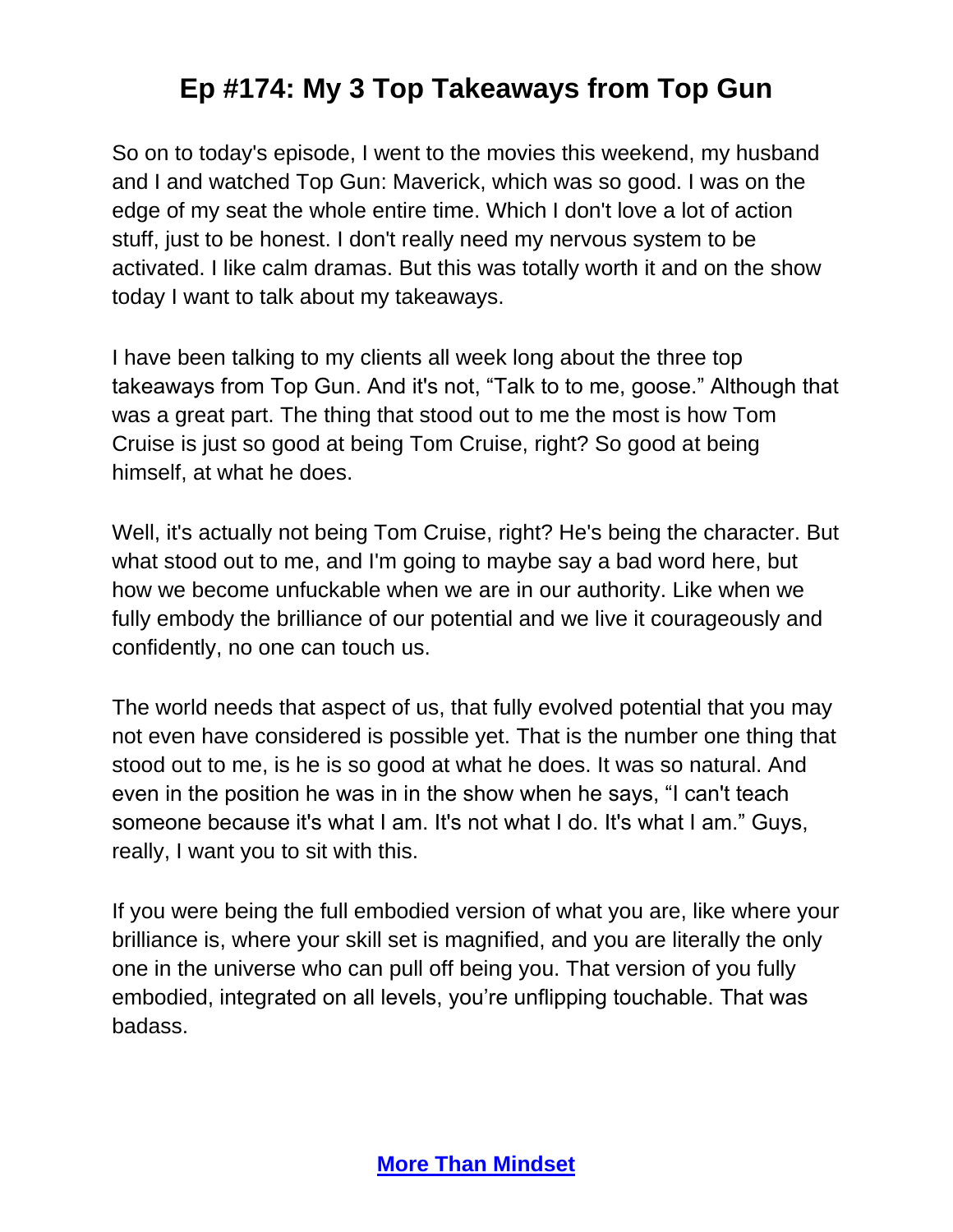# Ep #174: My 3 Top Takeaways from Top Gun

So on to today's episode, I went to the movies this weekend, my husband and I and watched Top Gun: Maverick, which was so good. I was on the edge of my seat the whole entire time. Which I don't love a lot of action stuff, just to be honest. I don't really need my nervous system to be activated. I like calm dramas. But this was totally worth it and on the show today I want to talk about my takeaways.

I have been talking to my clients all week long about the three top takeaways from Top Gun. And it's not, "Talk to to me, goose." Although that was a great part. The thing that stood out to me the most is how Tom Cruise is just so good at being Tom Cruise, right? So good at being himself, at what he does.

Well, it's actually not being Tom Cruise, right? He's being the character. But what stood out to me, and I'm going to maybe say a bad word here, but how we become unfuckable when we are in our authority. Like when we fully embody the brilliance of our potential and we live it courageously and confidently, no one can touch us.

The world needs that aspect of us, that fully evolved potential that you may not even have considered is possible yet. That is the number one thing that stood out to me, is he is so good at what he does. It was so natural. And even in the position he was in in the show when he says, "I can't teach someone because it's what I am. It's not what I do. It's what I am." Guys, really, I want you to sit with this.

If you were being the full embodied version of what you are, like where your brilliance is, where your skill set is magnified, and you are literally the only one in the universe who can pull off being you. That version of you fully embodied, integrated on all levels, you're unflipping touchable. That was badass.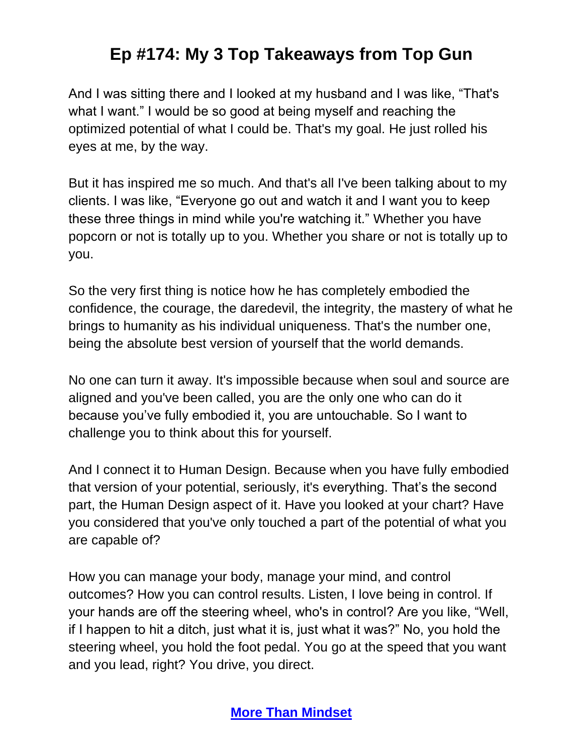And I was sitting there and I looked at my husband and I was like, "That's what I want." I would be so good at being myself and reaching the optimized potential of what I could be. That's my goal. He just rolled his eyes at me, by the way.

But it has inspired me so much. And that's all I've been talking about to my clients. I was like, "Everyone go out and watch it and I want you to keep these three things in mind while you're watching it." Whether you have popcorn or not is totally up to you. Whether you share or not is totally up to you.

So the very first thing is notice how he has completely embodied the confidence, the courage, the daredevil, the integrity, the mastery of what he brings to humanity as his individual uniqueness. That's the number one, being the absolute best version of yourself that the world demands.

No one can turn it away. It's impossible because when soul and source are aligned and you've been called, you are the only one who can do it because you've fully embodied it, you are untouchable. So I want to challenge you to think about this for yourself.

And I connect it to Human Design. Because when you have fully embodied that version of your potential, seriously, it's everything. That's the second part, the Human Design aspect of it. Have you looked at your chart? Have you considered that you've only touched a part of the potential of what you are capable of?

How you can manage your body, manage your mind, and control outcomes? How you can control results. Listen, I love being in control. If your hands are off the steering wheel, who's in control? Are you like, "Well, if I happen to hit a ditch, just what it is, just what it was?" No, you hold the steering wheel, you hold the foot pedal. You go at the speed that you want and you lead, right? You drive, you direct.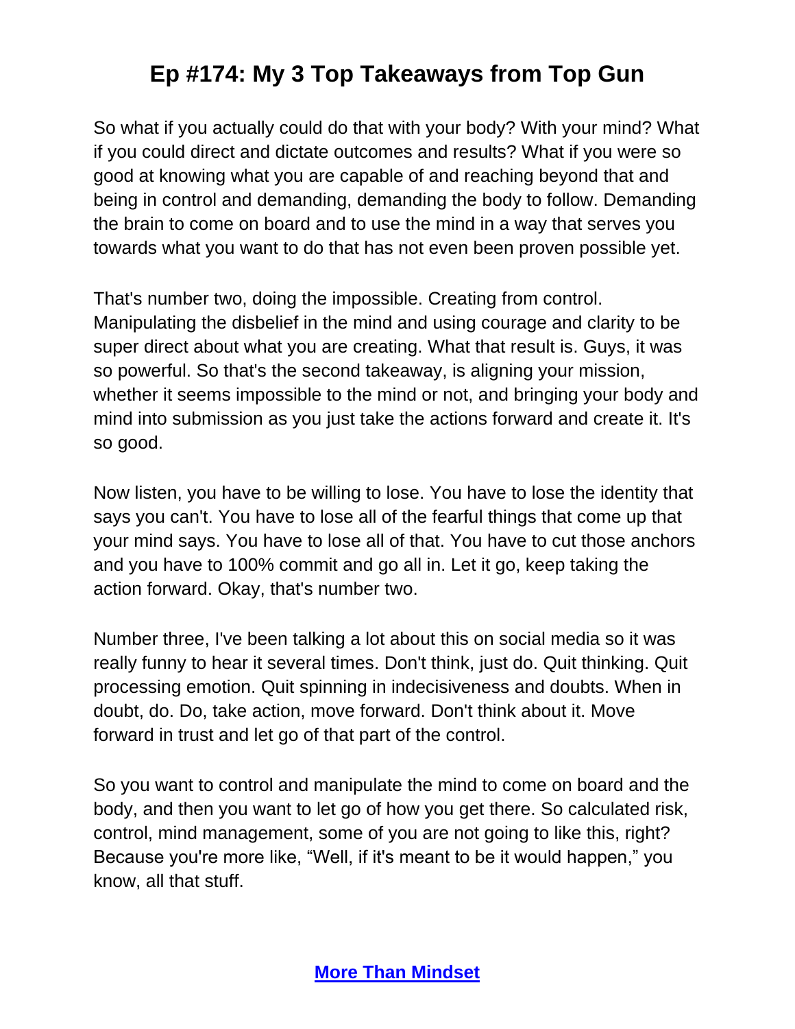So what if you actually could do that with your body? With your mind? What if you could direct and dictate outcomes and results? What if you were so good at knowing what you are capable of and reaching beyond that and being in control and demanding, demanding the body to follow. Demanding the brain to come on board and to use the mind in a way that serves you towards what you want to do that has not even been proven possible yet.

That's number two, doing the impossible. Creating from control. Manipulating the disbelief in the mind and using courage and clarity to be super direct about what you are creating. What that result is. Guys, it was so powerful. So that's the second takeaway, is aligning your mission, whether it seems impossible to the mind or not, and bringing your body and mind into submission as you just take the actions forward and create it. It's so good.

Now listen, you have to be willing to lose. You have to lose the identity that says you can't. You have to lose all of the fearful things that come up that your mind says. You have to lose all of that. You have to cut those anchors and you have to 100% commit and go all in. Let it go, keep taking the action forward. Okay, that's number two.

Number three, I've been talking a lot about this on social media so it was really funny to hear it several times. Don't think, just do. Quit thinking. Quit processing emotion. Quit spinning in indecisiveness and doubts. When in doubt, do. Do, take action, move forward. Don't think about it. Move forward in trust and let go of that part of the control.

So you want to control and manipulate the mind to come on board and the body, and then you want to let go of how you get there. So calculated risk, control, mind management, some of you are not going to like this, right? Because you're more like, "Well, if it's meant to be it would happen," you know, all that stuff.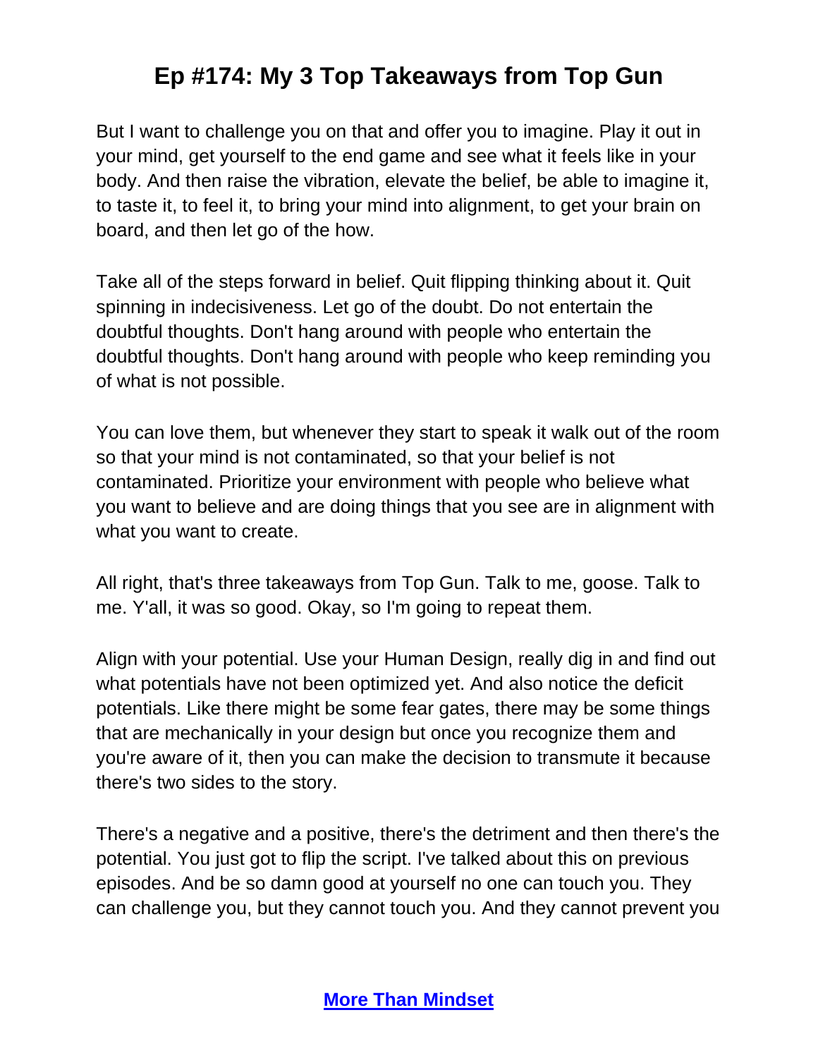But I want to challenge you on that and offer you to imagine. Play it out in your mind, get yourself to the end game and see what it feels like in your body. And then raise the vibration, elevate the belief, be able to imagine it, to taste it, to feel it, to bring your mind into alignment, to get your brain on board, and then let go of the how.

Take all of the steps forward in belief. Quit flipping thinking about it. Quit spinning in indecisiveness. Let go of the doubt. Do not entertain the doubtful thoughts. Don't hang around with people who entertain the doubtful thoughts. Don't hang around with people who keep reminding you of what is not possible.

You can love them, but whenever they start to speak it walk out of the room so that your mind is not contaminated, so that your belief is not contaminated. Prioritize your environment with people who believe what you want to believe and are doing things that you see are in alignment with what you want to create.

All right, that's three takeaways from Top Gun. Talk to me, goose. Talk to me. Y'all, it was so good. Okay, so I'm going to repeat them.

Align with your potential. Use your Human Design, really dig in and find out what potentials have not been optimized yet. And also notice the deficit potentials. Like there might be some fear gates, there may be some things that are mechanically in your design but once you recognize them and you're aware of it, then you can make the decision to transmute it because there's two sides to the story.

There's a negative and a positive, there's the detriment and then there's the potential. You just got to flip the script. I've talked about this on previous episodes. And be so damn good at yourself no one can touch you. They can challenge you, but they cannot touch you. And they cannot prevent you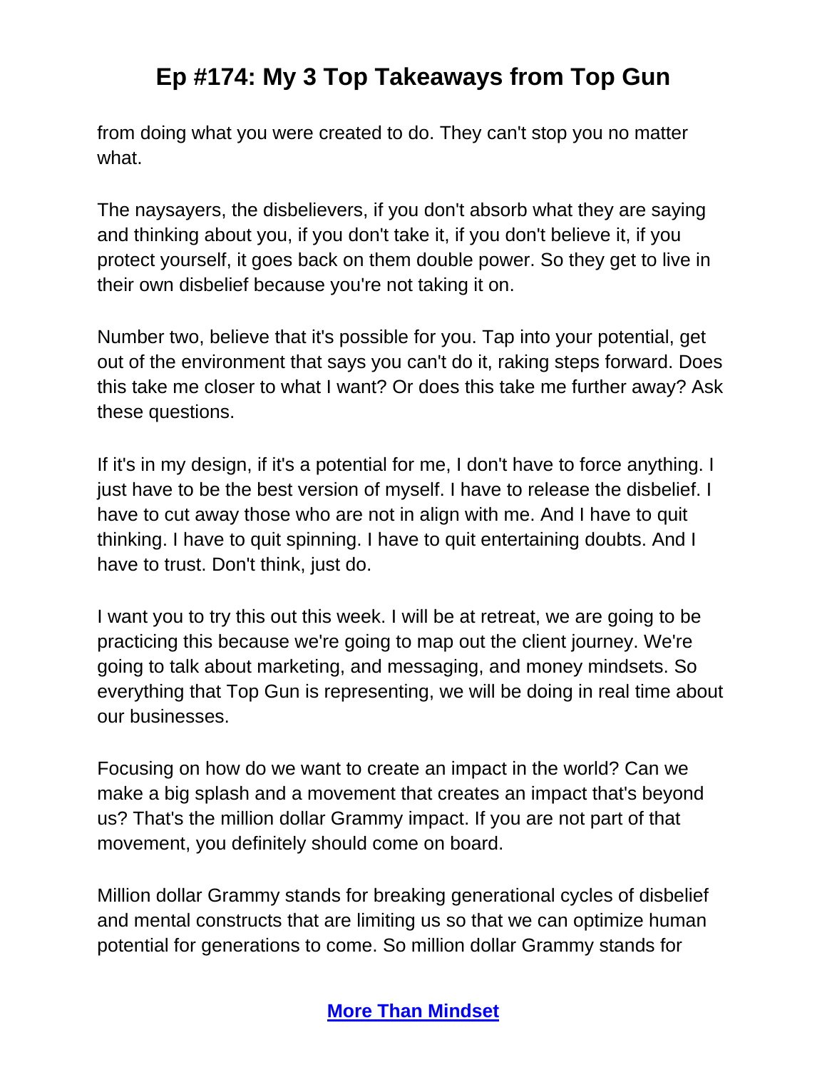from doing what you were created to do. They can't stop you no matter what.

The naysayers, the disbelievers, if you don't absorb what they are saying and thinking about you, if you don't take it, if you don't believe it, if you protect yourself, it goes back on them double power. So they get to live in their own disbelief because you're not taking it on.

Number two, believe that it's possible for you. Tap into your potential, get out of the environment that says you can't do it, raking steps forward. Does this take me closer to what I want? Or does this take me further away? Ask these questions.

If it's in my design, if it's a potential for me, I don't have to force anything. I just have to be the best version of myself. I have to release the disbelief. I have to cut away those who are not in align with me. And I have to quit thinking. I have to quit spinning. I have to quit entertaining doubts. And I have to trust. Don't think, just do.

I want you to try this out this week. I will be at retreat, we are going to be practicing this because we're going to map out the client journey. We're going to talk about marketing, and messaging, and money mindsets. So everything that Top Gun is representing, we will be doing in real time about our businesses.

Focusing on how do we want to create an impact in the world? Can we make a big splash and a movement that creates an impact that's beyond us? That's the million dollar Grammy impact. If you are not part of that movement, you definitely should come on board.

Million dollar Grammy stands for breaking generational cycles of disbelief and mental constructs that are limiting us so that we can optimize human potential for generations to come. So million dollar Grammy stands for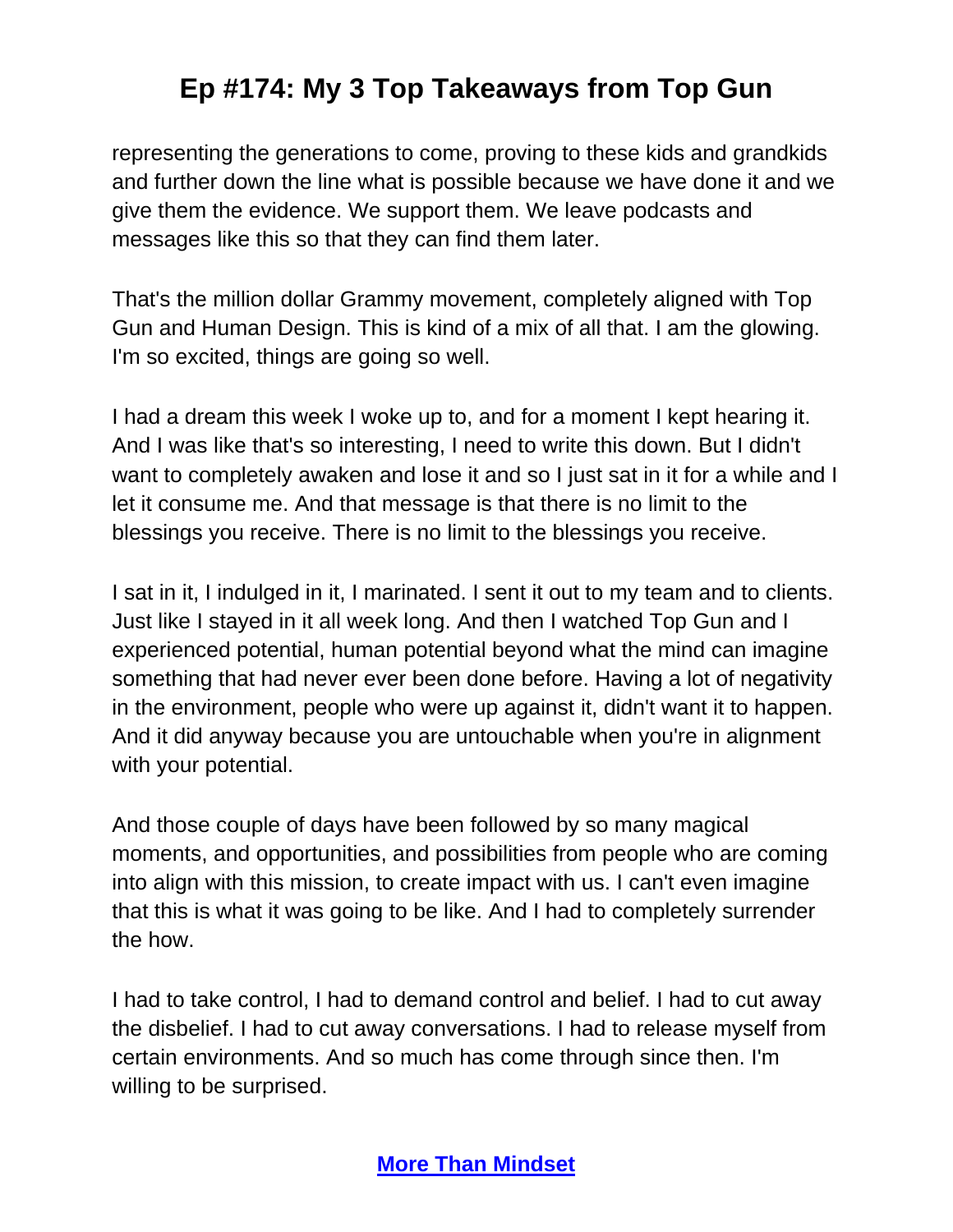representing the generations to come, proving to these kids and grandkids and further down the line what is possible because we have done it and we give them the evidence. We support them. We leave podcasts and messages like this so that they can find them later.

That's the million dollar Grammy movement, completely aligned with Top Gun and Human Design. This is kind of a mix of all that. I am the glowing. I'm so excited, things are going so well.

I had a dream this week I woke up to, and for a moment I kept hearing it. And I was like that's so interesting, I need to write this down. But I didn't want to completely awaken and lose it and so I just sat in it for a while and I let it consume me. And that message is that there is no limit to the blessings you receive. There is no limit to the blessings you receive.

I sat in it, I indulged in it, I marinated. I sent it out to my team and to clients. Just like I stayed in it all week long. And then I watched Top Gun and I experienced potential, human potential beyond what the mind can imagine something that had never ever been done before. Having a lot of negativity in the environment, people who were up against it, didn't want it to happen. And it did anyway because you are untouchable when you're in alignment with your potential.

And those couple of days have been followed by so many magical moments, and opportunities, and possibilities from people who are coming into align with this mission, to create impact with us. I can't even imagine that this is what it was going to be like. And I had to completely surrender the how.

I had to take control, I had to demand control and belief. I had to cut away the disbelief. I had to cut away conversations. I had to release myself from certain environments. And so much has come through since then. I'm willing to be surprised.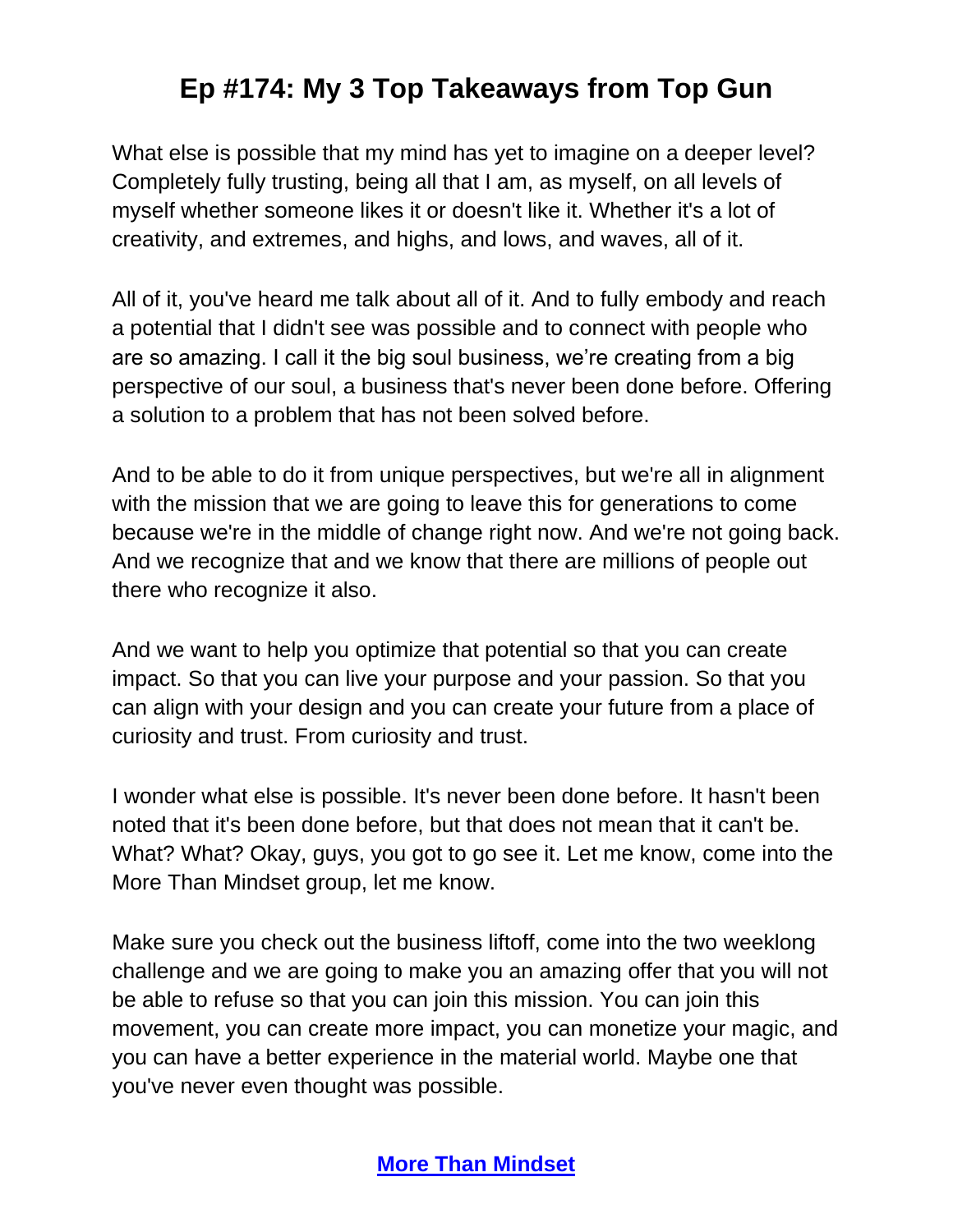What else is possible that my mind has yet to imagine on a deeper level? Completely fully trusting, being all that I am, as myself, on all levels of myself whether someone likes it or doesn't like it. Whether it's a lot of creativity, and extremes, and highs, and lows, and waves, all of it.

All of it, you've heard me talk about all of it. And to fully embody and reach a potential that I didn't see was possible and to connect with people who are so amazing. I call it the big soul business, we're creating from a big perspective of our soul, a business that's never been done before. Offering a solution to a problem that has not been solved before.

And to be able to do it from unique perspectives, but we're all in alignment with the mission that we are going to leave this for generations to come because we're in the middle of change right now. And we're not going back. And we recognize that and we know that there are millions of people out there who recognize it also.

And we want to help you optimize that potential so that you can create impact. So that you can live your purpose and your passion. So that you can align with your design and you can create your future from a place of curiosity and trust. From curiosity and trust.

I wonder what else is possible. It's never been done before. It hasn't been noted that it's been done before, but that does not mean that it can't be. What? What? Okay, guys, you got to go see it. Let me know, come into the More Than Mindset group, let me know.

Make sure you check out the business liftoff, come into the two weeklong challenge and we are going to make you an amazing offer that you will not be able to refuse so that you can join this mission. You can join this movement, you can create more impact, you can monetize your magic, and you can have a better experience in the material world. Maybe one that you've never even thought was possible.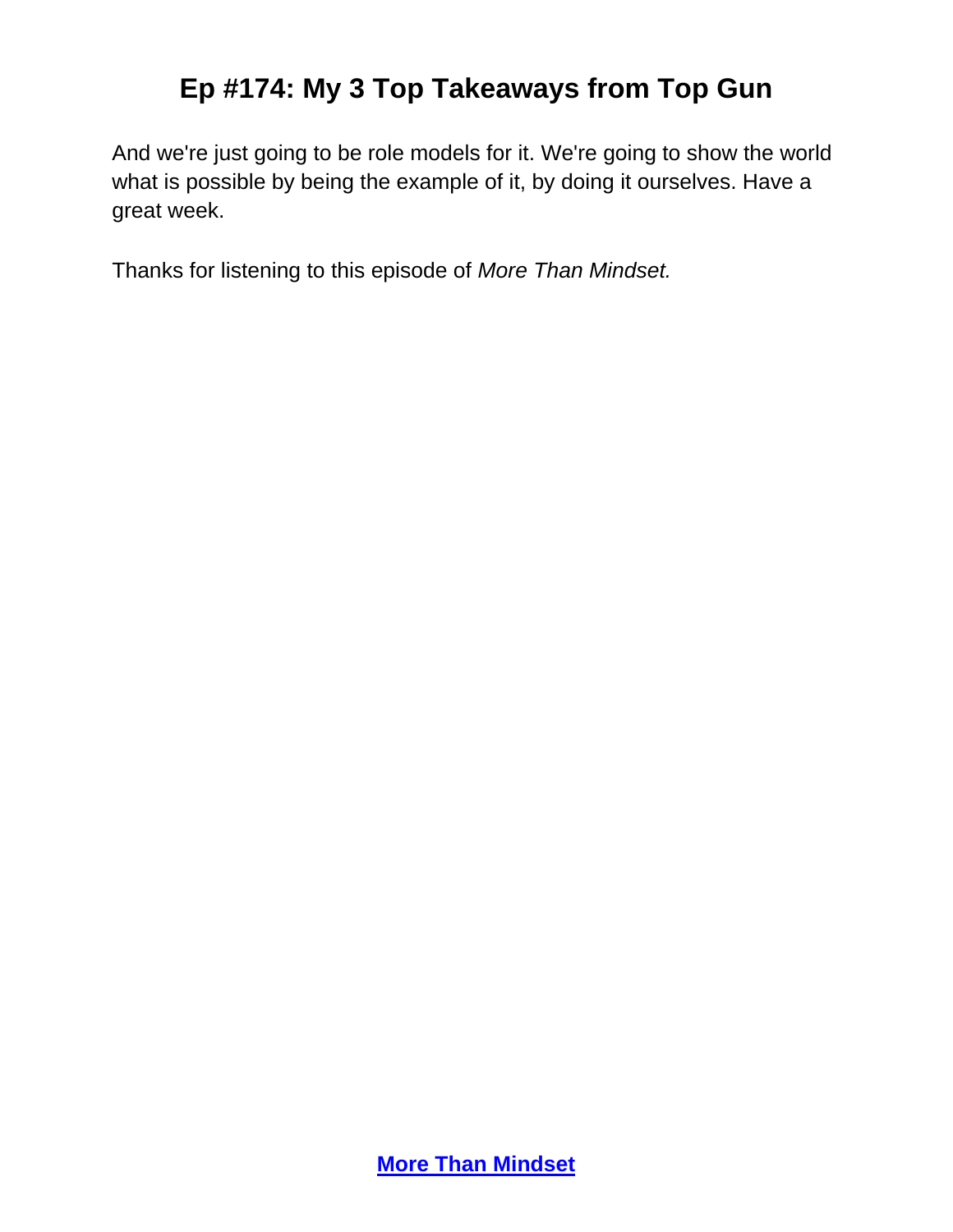And we're just going to be role models for it. We're going to show the world what is possible by being the example of it, by doing it ourselves. Have a great week.

Thanks for listening to this episode of *More Than Mindset.*